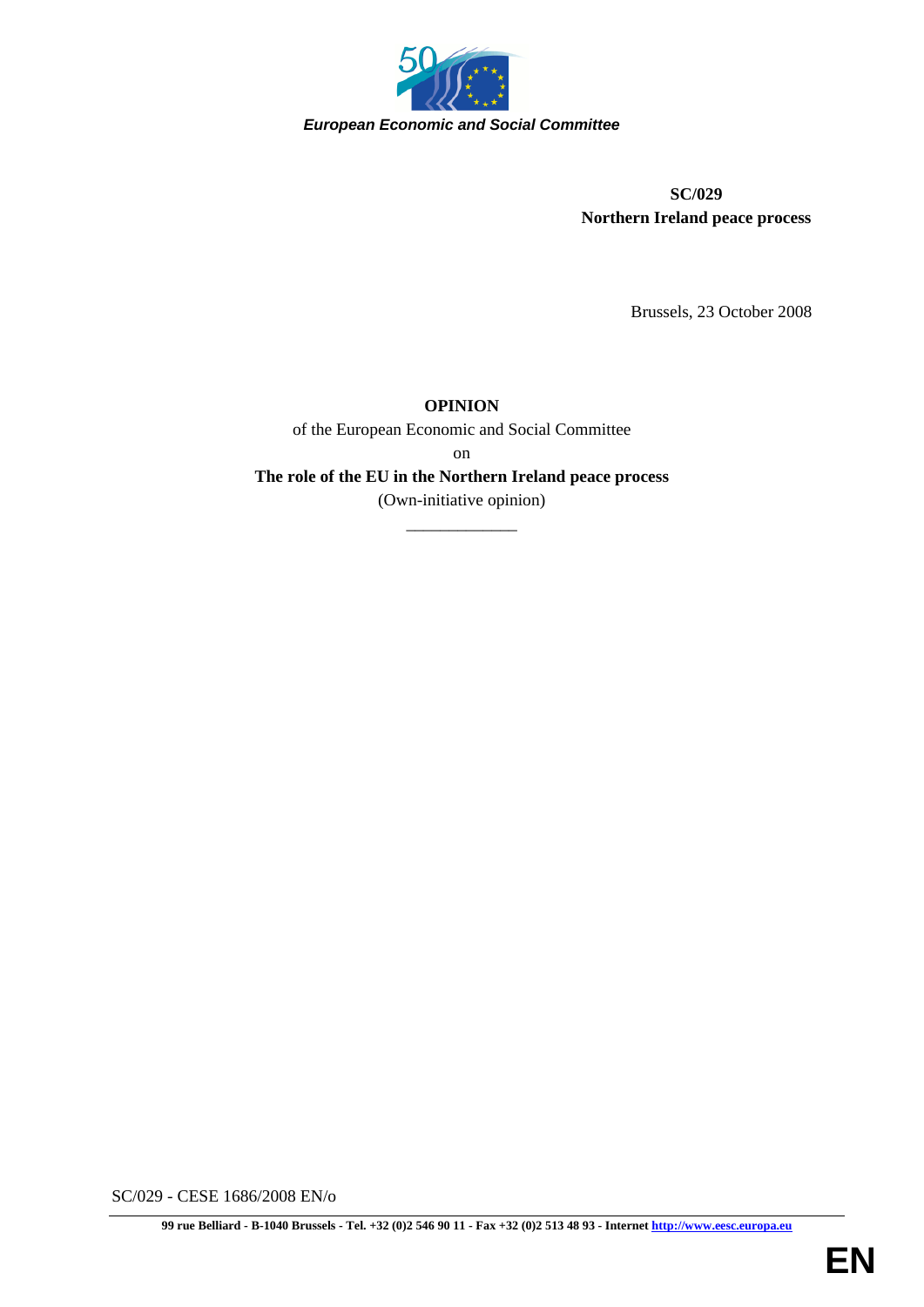*European Economic and Social Committee*

**SC/029**
**Northern Ireland peace process**

Brussels, 23 October 2008

**OPINION**
of the European Economic and Social Committee
on
**The role of the EU in the Northern Ireland peace process**
(Own-initiative opinion)

_____________

SC/029 - CESE 1686/2008 EN/o

99 rue Belliard - B-1040 Brussels - Tel. +32 (0)2 546 90 11 - Fax +32 (0)2 513 48 93 - Internet http://www.eesc.europa.eu

EN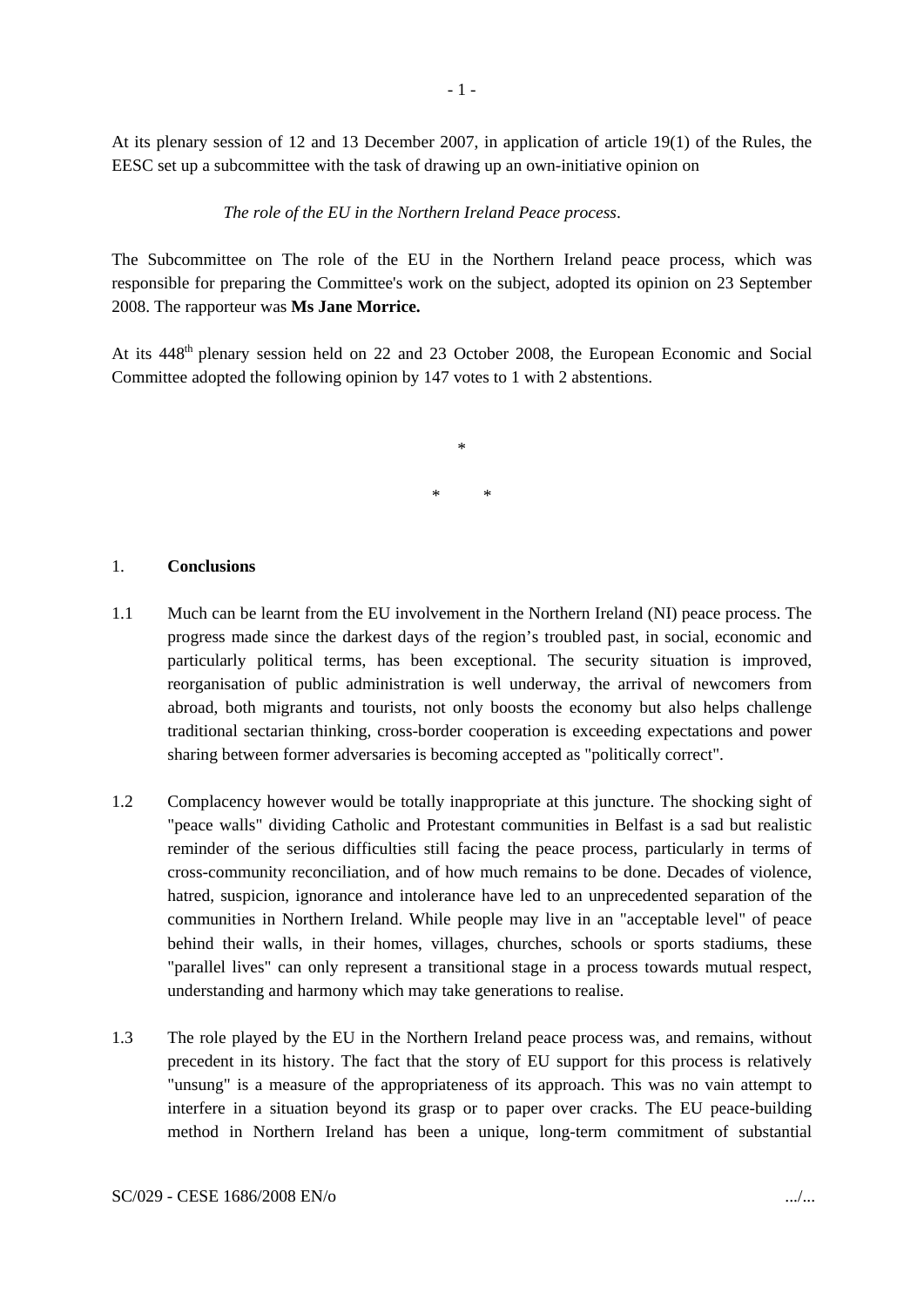At its plenary session of 12 and 13 December 2007, in application of article 19(1) of the Rules, the EESC set up a subcommittee with the task of drawing up an own-initiative opinion on

*The role of the EU in the Northern Ireland Peace process*.

The Subcommittee on The role of the EU in the Northern Ireland peace process, which was responsible for preparing the Committee's work on the subject, adopted its opinion on 23 September 2008. The rapporteur was **Ms Jane Morrice.**

At its 448th plenary session held on 22 and 23 October 2008, the European Economic and Social Committee adopted the following opinion by 147 votes to 1 with 2 abstentions.

\*

\* \*

## 1. Conclusions

1.1 Much can be learnt from the EU involvement in the Northern Ireland (NI) peace process. The progress made since the darkest days of the region's troubled past, in social, economic and particularly political terms, has been exceptional. The security situation is improved, reorganisation of public administration is well underway, the arrival of newcomers from abroad, both migrants and tourists, not only boosts the economy but also helps challenge traditional sectarian thinking, cross-border cooperation is exceeding expectations and power sharing between former adversaries is becoming accepted as "politically correct".

1.2 Complacency however would be totally inappropriate at this juncture. The shocking sight of "peace walls" dividing Catholic and Protestant communities in Belfast is a sad but realistic reminder of the serious difficulties still facing the peace process, particularly in terms of cross-community reconciliation, and of how much remains to be done. Decades of violence, hatred, suspicion, ignorance and intolerance have led to an unprecedented separation of the communities in Northern Ireland. While people may live in an "acceptable level" of peace behind their walls, in their homes, villages, churches, schools or sports stadiums, these "parallel lives" can only represent a transitional stage in a process towards mutual respect, understanding and harmony which may take generations to realise.

1.3 The role played by the EU in the Northern Ireland peace process was, and remains, without precedent in its history. The fact that the story of EU support for this process is relatively "unsung" is a measure of the appropriateness of its approach. This was no vain attempt to interfere in a situation beyond its grasp or to paper over cracks. The EU peace-building method in Northern Ireland has been a unique, long-term commitment of substantial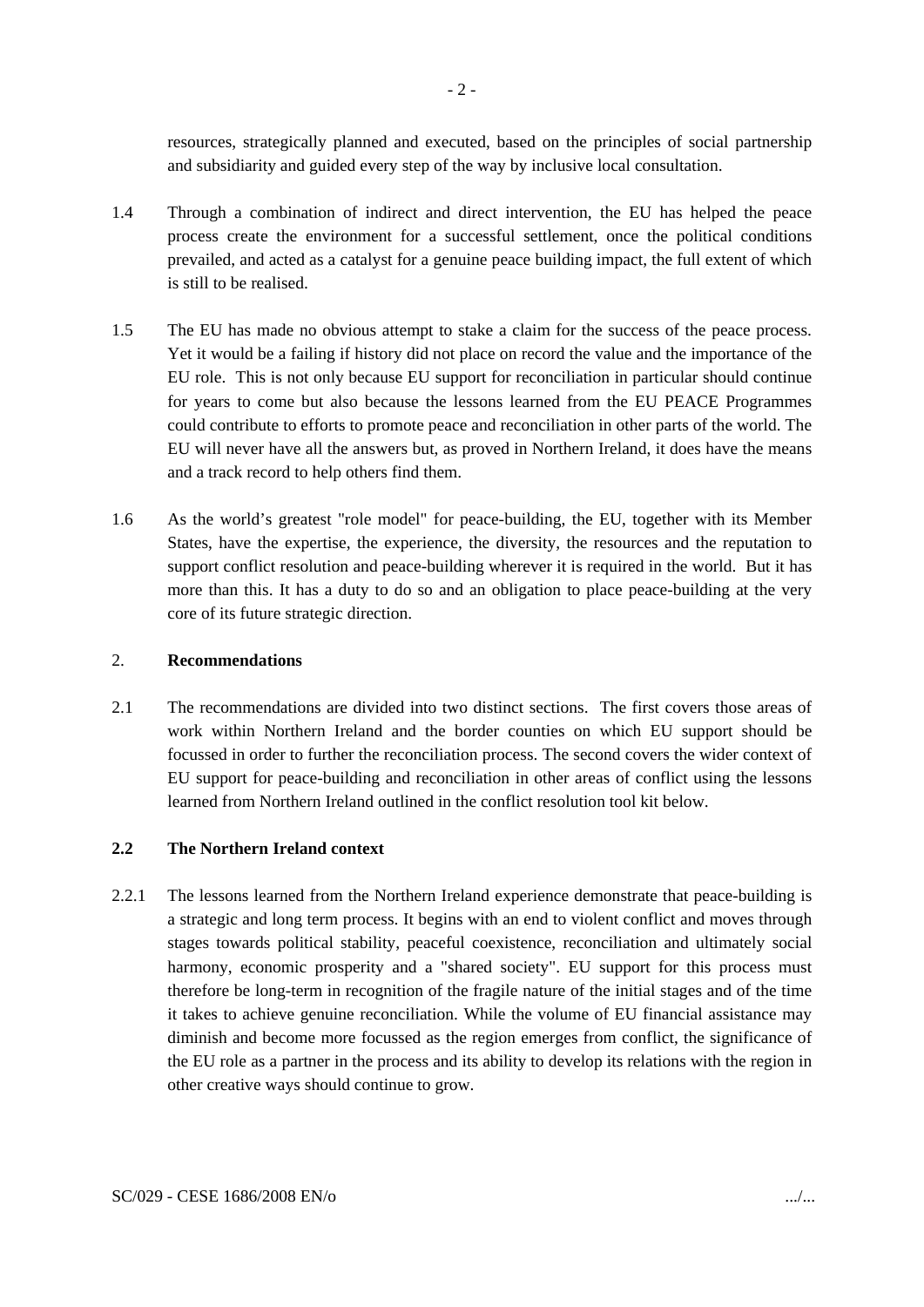resources, strategically planned and executed, based on the principles of social partnership and subsidiarity and guided every step of the way by inclusive local consultation.

1.4 Through a combination of indirect and direct intervention, the EU has helped the peace process create the environment for a successful settlement, once the political conditions prevailed, and acted as a catalyst for a genuine peace building impact, the full extent of which is still to be realised.

1.5 The EU has made no obvious attempt to stake a claim for the success of the peace process. Yet it would be a failing if history did not place on record the value and the importance of the EU role. This is not only because EU support for reconciliation in particular should continue for years to come but also because the lessons learned from the EU PEACE Programmes could contribute to efforts to promote peace and reconciliation in other parts of the world. The EU will never have all the answers but, as proved in Northern Ireland, it does have the means and a track record to help others find them.

1.6 As the world's greatest "role model" for peace-building, the EU, together with its Member States, have the expertise, the experience, the diversity, the resources and the reputation to support conflict resolution and peace-building wherever it is required in the world. But it has more than this. It has a duty to do so and an obligation to place peace-building at the very core of its future strategic direction.

## 2. **Recommendations**

2.1 The recommendations are divided into two distinct sections. The first covers those areas of work within Northern Ireland and the border counties on which EU support should be focussed in order to further the reconciliation process. The second covers the wider context of EU support for peace-building and reconciliation in other areas of conflict using the lessons learned from Northern Ireland outlined in the conflict resolution tool kit below.

### **2.2 The Northern Ireland context**

2.2.1 The lessons learned from the Northern Ireland experience demonstrate that peace-building is a strategic and long term process. It begins with an end to violent conflict and moves through stages towards political stability, peaceful coexistence, reconciliation and ultimately social harmony, economic prosperity and a "shared society". EU support for this process must therefore be long-term in recognition of the fragile nature of the initial stages and of the time it takes to achieve genuine reconciliation. While the volume of EU financial assistance may diminish and become more focussed as the region emerges from conflict, the significance of the EU role as a partner in the process and its ability to develop its relations with the region in other creative ways should continue to grow.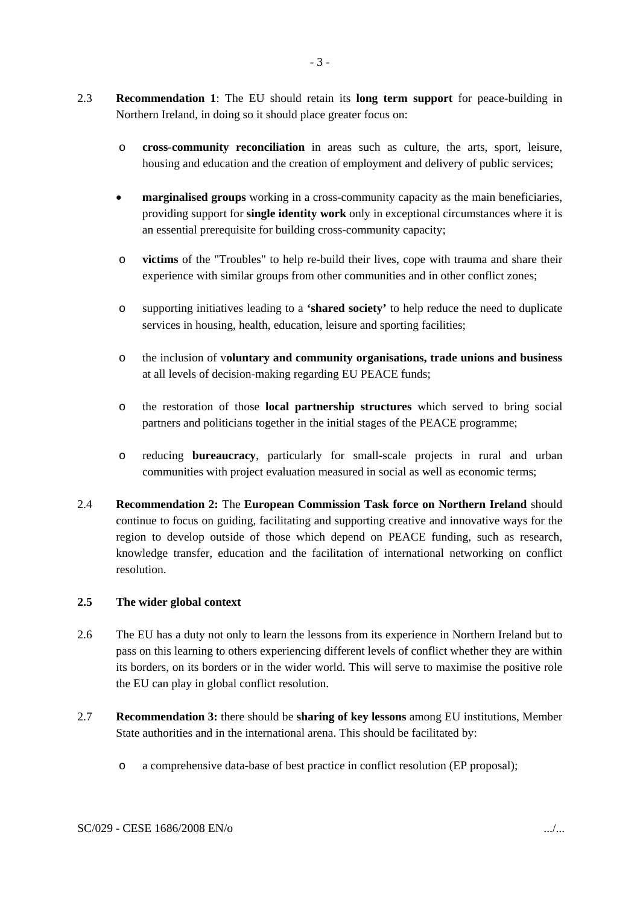2.3 **Recommendation 1**: The EU should retain its **long term support** for peace-building in Northern Ireland, in doing so it should place greater focus on:

- **cross-community reconciliation** in areas such as culture, the arts, sport, leisure, housing and education and the creation of employment and delivery of public services;
- **marginalised groups** working in a cross-community capacity as the main beneficiaries, providing support for **single identity work** only in exceptional circumstances where it is an essential prerequisite for building cross-community capacity;
- **victims** of the "Troubles" to help re-build their lives, cope with trauma and share their experience with similar groups from other communities and in other conflict zones;
- supporting initiatives leading to a **'shared society'** to help reduce the need to duplicate services in housing, health, education, leisure and sporting facilities;
- the inclusion of v**oluntary and community organisations, trade unions and business** at all levels of decision-making regarding EU PEACE funds;
- the restoration of those **local partnership structures** which served to bring social partners and politicians together in the initial stages of the PEACE programme;
- reducing **bureaucracy**, particularly for small-scale projects in rural and urban communities with project evaluation measured in social as well as economic terms;

2.4 **Recommendation 2:** The **European Commission Task force on Northern Ireland** should continue to focus on guiding, facilitating and supporting creative and innovative ways for the region to develop outside of those which depend on PEACE funding, such as research, knowledge transfer, education and the facilitation of international networking on conflict resolution.

**2.5 The wider global context**

2.6 The EU has a duty not only to learn the lessons from its experience in Northern Ireland but to pass on this learning to others experiencing different levels of conflict whether they are within its borders, on its borders or in the wider world. This will serve to maximise the positive role the EU can play in global conflict resolution.

2.7 **Recommendation 3:** there should be **sharing of key lessons** among EU institutions, Member State authorities and in the international arena. This should be facilitated by:

- a comprehensive data-base of best practice in conflict resolution (EP proposal);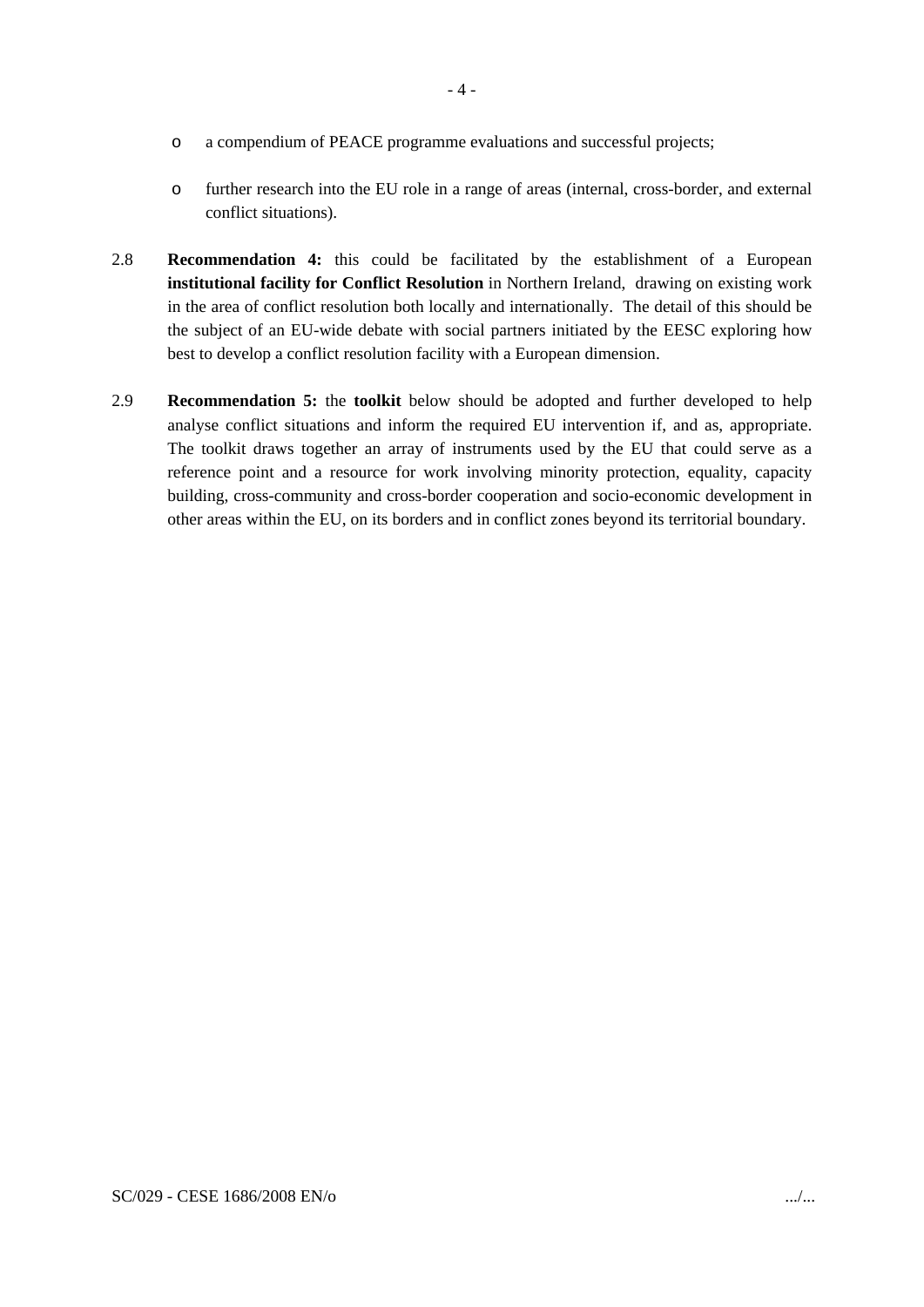- a compendium of PEACE programme evaluations and successful projects;

- further research into the EU role in a range of areas (internal, cross-border, and external conflict situations).

2.8 **Recommendation 4:** this could be facilitated by the establishment of a European **institutional facility for Conflict Resolution** in Northern Ireland, drawing on existing work in the area of conflict resolution both locally and internationally. The detail of this should be the subject of an EU-wide debate with social partners initiated by the EESC exploring how best to develop a conflict resolution facility with a European dimension.

2.9 **Recommendation 5:** the **toolkit** below should be adopted and further developed to help analyse conflict situations and inform the required EU intervention if, and as, appropriate. The toolkit draws together an array of instruments used by the EU that could serve as a reference point and a resource for work involving minority protection, equality, capacity building, cross-community and cross-border cooperation and socio-economic development in other areas within the EU, on its borders and in conflict zones beyond its territorial boundary.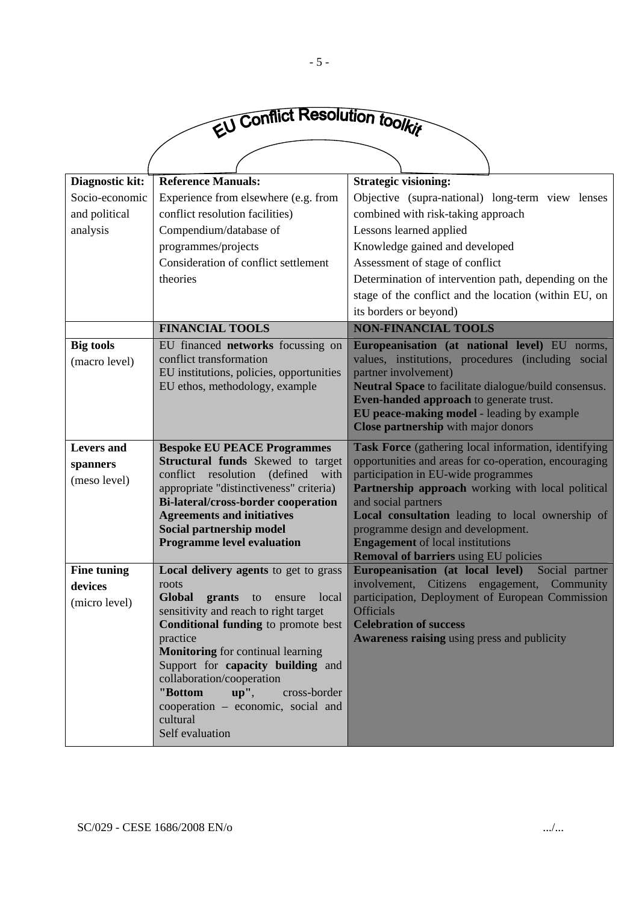**EU Conflict Resolution toolkit**

| Diagnostic kit: Socio-economic and political analysis | **Reference Manuals:** Experience from elsewhere (e.g. from conflict resolution facilities) Compendium/database of programmes/projects Consideration of conflict settlement theories | **Strategic visioning:** Objective (supra-national) long-term view lenses combined with risk-taking approach Lessons learned applied Knowledge gained and developed Assessment of stage of conflict Determination of intervention path, depending on the stage of the conflict and the location (within EU, on its borders or beyond) |
|---|---|---|
| | **FINANCIAL TOOLS** | **NON-FINANCIAL TOOLS** |
| **Big tools** (macro level) | EU financed **networks** focussing on conflict transformation EU institutions, policies, opportunities EU ethos, methodology, example | **Europeanisation (at national level)** EU norms, values, institutions, procedures (including social partner involvement) **Neutral Space** to facilitate dialogue/build consensus. **Even-handed approach** to generate trust. **EU peace-making model** - leading by example **Close partnership** with major donors |
| **Levers and spanners** (meso level) | **Bespoke EU PEACE Programmes** **Structural funds** Skewed to target conflict resolution (defined with appropriate "distinctiveness" criteria) **Bi-lateral/cross-border cooperation** **Agreements and initiatives** **Social partnership model** **Programme level evaluation** | **Task Force** (gathering local information, identifying opportunities and areas for co-operation, encouraging participation in EU-wide programmes **Partnership approach** working with local political and social partners **Local consultation** leading to local ownership of programme design and development. **Engagement** of local institutions **Removal of barriers** using EU policies |
| **Fine tuning devices** (micro level) | **Local delivery agents** to get to grass roots **Global grants** to ensure local sensitivity and reach to right target **Conditional funding** to promote best practice **Monitoring** for continual learning Support for **capacity building** and collaboration/cooperation **"Bottom up"**, cross-border cooperation – economic, social and cultural Self evaluation | **Europeanisation (at local level)** Social partner involvement, Citizens engagement, Community participation, Deployment of European Commission Officials **Celebration of success** **Awareness raising** using press and publicity |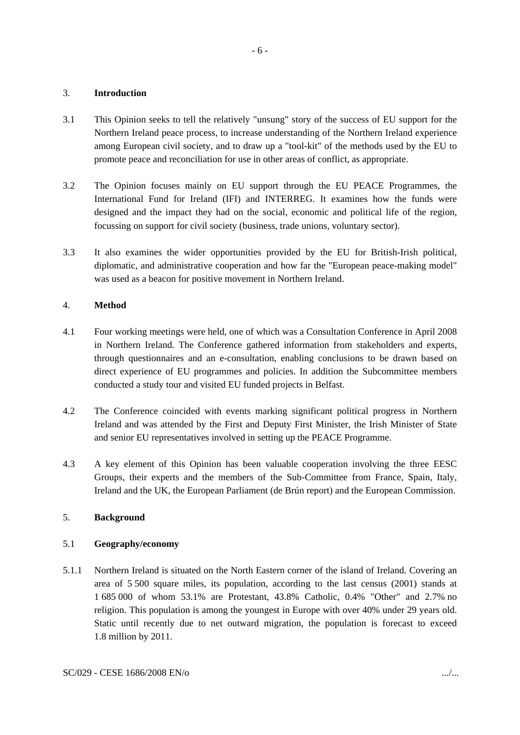## 3. **Introduction**

3.1 This Opinion seeks to tell the relatively "unsung" story of the success of EU support for the Northern Ireland peace process, to increase understanding of the Northern Ireland experience among European civil society, and to draw up a "tool-kit" of the methods used by the EU to promote peace and reconciliation for use in other areas of conflict, as appropriate.

3.2 The Opinion focuses mainly on EU support through the EU PEACE Programmes, the International Fund for Ireland (IFI) and INTERREG. It examines how the funds were designed and the impact they had on the social, economic and political life of the region, focussing on support for civil society (business, trade unions, voluntary sector).

3.3 It also examines the wider opportunities provided by the EU for British-Irish political, diplomatic, and administrative cooperation and how far the "European peace-making model" was used as a beacon for positive movement in Northern Ireland.

## 4. **Method**

4.1 Four working meetings were held, one of which was a Consultation Conference in April 2008 in Northern Ireland. The Conference gathered information from stakeholders and experts, through questionnaires and an e-consultation, enabling conclusions to be drawn based on direct experience of EU programmes and policies. In addition the Subcommittee members conducted a study tour and visited EU funded projects in Belfast.

4.2 The Conference coincided with events marking significant political progress in Northern Ireland and was attended by the First and Deputy First Minister, the Irish Minister of State and senior EU representatives involved in setting up the PEACE Programme.

4.3 A key element of this Opinion has been valuable cooperation involving the three EESC Groups, their experts and the members of the Sub-Committee from France, Spain, Italy, Ireland and the UK, the European Parliament (de Brún report) and the European Commission.

## 5. **Background**

### 5.1 **Geography/economy**

5.1.1 Northern Ireland is situated on the North Eastern corner of the island of Ireland. Covering an area of 5 500 square miles, its population, according to the last census (2001) stands at 1 685 000 of whom 53.1% are Protestant, 43.8% Catholic, 0.4% "Other" and 2.7% no religion. This population is among the youngest in Europe with over 40% under 29 years old. Static until recently due to net outward migration, the population is forecast to exceed 1.8 million by 2011.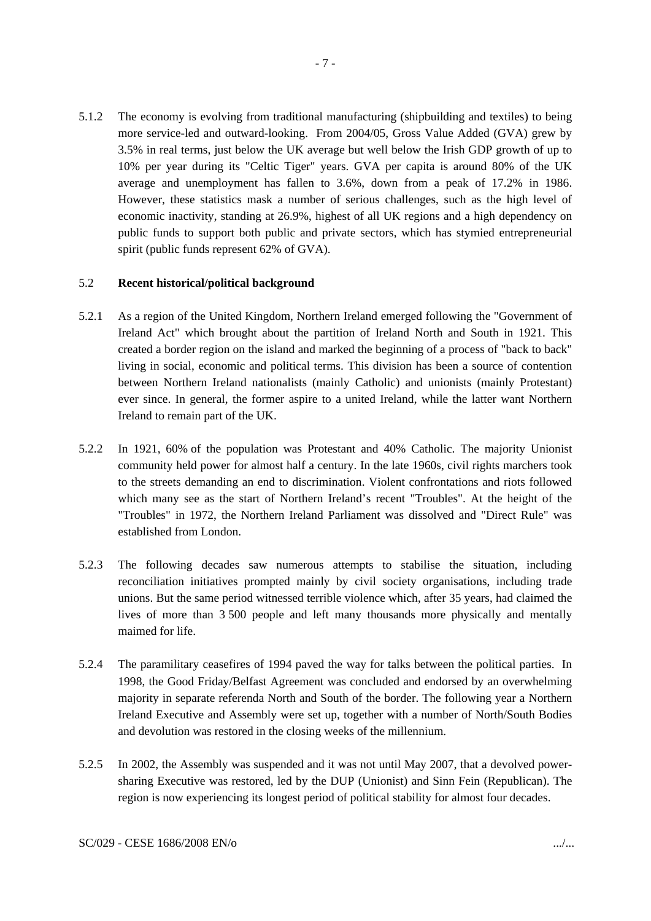5.1.2 The economy is evolving from traditional manufacturing (shipbuilding and textiles) to being more service-led and outward-looking. From 2004/05, Gross Value Added (GVA) grew by 3.5% in real terms, just below the UK average but well below the Irish GDP growth of up to 10% per year during its "Celtic Tiger" years. GVA per capita is around 80% of the UK average and unemployment has fallen to 3.6%, down from a peak of 17.2% in 1986. However, these statistics mask a number of serious challenges, such as the high level of economic inactivity, standing at 26.9%, highest of all UK regions and a high dependency on public funds to support both public and private sectors, which has stymied entrepreneurial spirit (public funds represent 62% of GVA).

5.2 **Recent historical/political background**

5.2.1 As a region of the United Kingdom, Northern Ireland emerged following the "Government of Ireland Act" which brought about the partition of Ireland North and South in 1921. This created a border region on the island and marked the beginning of a process of "back to back" living in social, economic and political terms. This division has been a source of contention between Northern Ireland nationalists (mainly Catholic) and unionists (mainly Protestant) ever since. In general, the former aspire to a united Ireland, while the latter want Northern Ireland to remain part of the UK.

5.2.2 In 1921, 60% of the population was Protestant and 40% Catholic. The majority Unionist community held power for almost half a century. In the late 1960s, civil rights marchers took to the streets demanding an end to discrimination. Violent confrontations and riots followed which many see as the start of Northern Ireland's recent "Troubles". At the height of the "Troubles" in 1972, the Northern Ireland Parliament was dissolved and "Direct Rule" was established from London.

5.2.3 The following decades saw numerous attempts to stabilise the situation, including reconciliation initiatives prompted mainly by civil society organisations, including trade unions. But the same period witnessed terrible violence which, after 35 years, had claimed the lives of more than 3 500 people and left many thousands more physically and mentally maimed for life.

5.2.4 The paramilitary ceasefires of 1994 paved the way for talks between the political parties. In 1998, the Good Friday/Belfast Agreement was concluded and endorsed by an overwhelming majority in separate referenda North and South of the border. The following year a Northern Ireland Executive and Assembly were set up, together with a number of North/South Bodies and devolution was restored in the closing weeks of the millennium.

5.2.5 In 2002, the Assembly was suspended and it was not until May 2007, that a devolved power-sharing Executive was restored, led by the DUP (Unionist) and Sinn Fein (Republican). The region is now experiencing its longest period of political stability for almost four decades.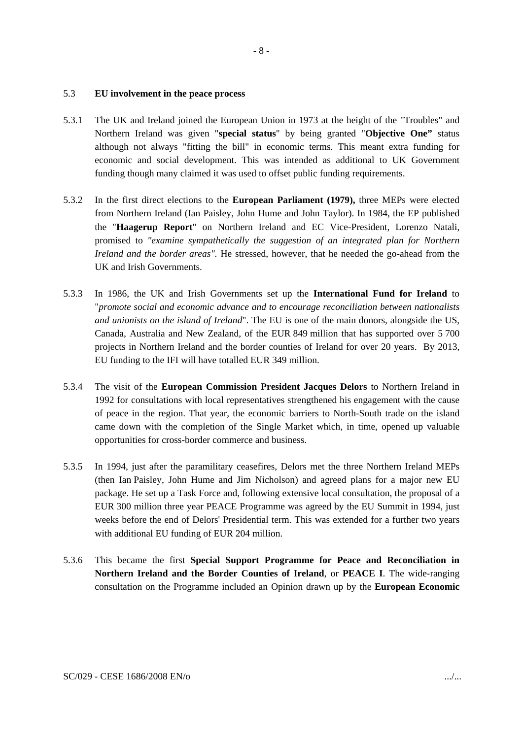## 5.3 EU involvement in the peace process

5.3.1 The UK and Ireland joined the European Union in 1973 at the height of the "Troubles" and Northern Ireland was given "**special status**" by being granted "**Objective One"** status although not always "fitting the bill" in economic terms. This meant extra funding for economic and social development. This was intended as additional to UK Government funding though many claimed it was used to offset public funding requirements.

5.3.2 In the first direct elections to the **European Parliament (1979),** three MEPs were elected from Northern Ireland (Ian Paisley, John Hume and John Taylor). In 1984, the EP published the "**Haagerup Report**" on Northern Ireland and EC Vice-President, Lorenzo Natali, promised to *"examine sympathetically the suggestion of an integrated plan for Northern Ireland and the border areas"*. He stressed, however, that he needed the go-ahead from the UK and Irish Governments.

5.3.3 In 1986, the UK and Irish Governments set up the **International Fund for Ireland** to "*promote social and economic advance and to encourage reconciliation between nationalists and unionists on the island of Ireland*". The EU is one of the main donors, alongside the US, Canada, Australia and New Zealand, of the EUR 849 million that has supported over 5 700 projects in Northern Ireland and the border counties of Ireland for over 20 years. By 2013, EU funding to the IFI will have totalled EUR 349 million.

5.3.4 The visit of the **European Commission President Jacques Delors** to Northern Ireland in 1992 for consultations with local representatives strengthened his engagement with the cause of peace in the region. That year, the economic barriers to North-South trade on the island came down with the completion of the Single Market which, in time, opened up valuable opportunities for cross-border commerce and business.

5.3.5 In 1994, just after the paramilitary ceasefires, Delors met the three Northern Ireland MEPs (then Ian Paisley, John Hume and Jim Nicholson) and agreed plans for a major new EU package. He set up a Task Force and, following extensive local consultation, the proposal of a EUR 300 million three year PEACE Programme was agreed by the EU Summit in 1994, just weeks before the end of Delors' Presidential term. This was extended for a further two years with additional EU funding of EUR 204 million.

5.3.6 This became the first **Special Support Programme for Peace and Reconciliation in Northern Ireland and the Border Counties of Ireland**, or **PEACE I**. The wide-ranging consultation on the Programme included an Opinion drawn up by the **European Economic**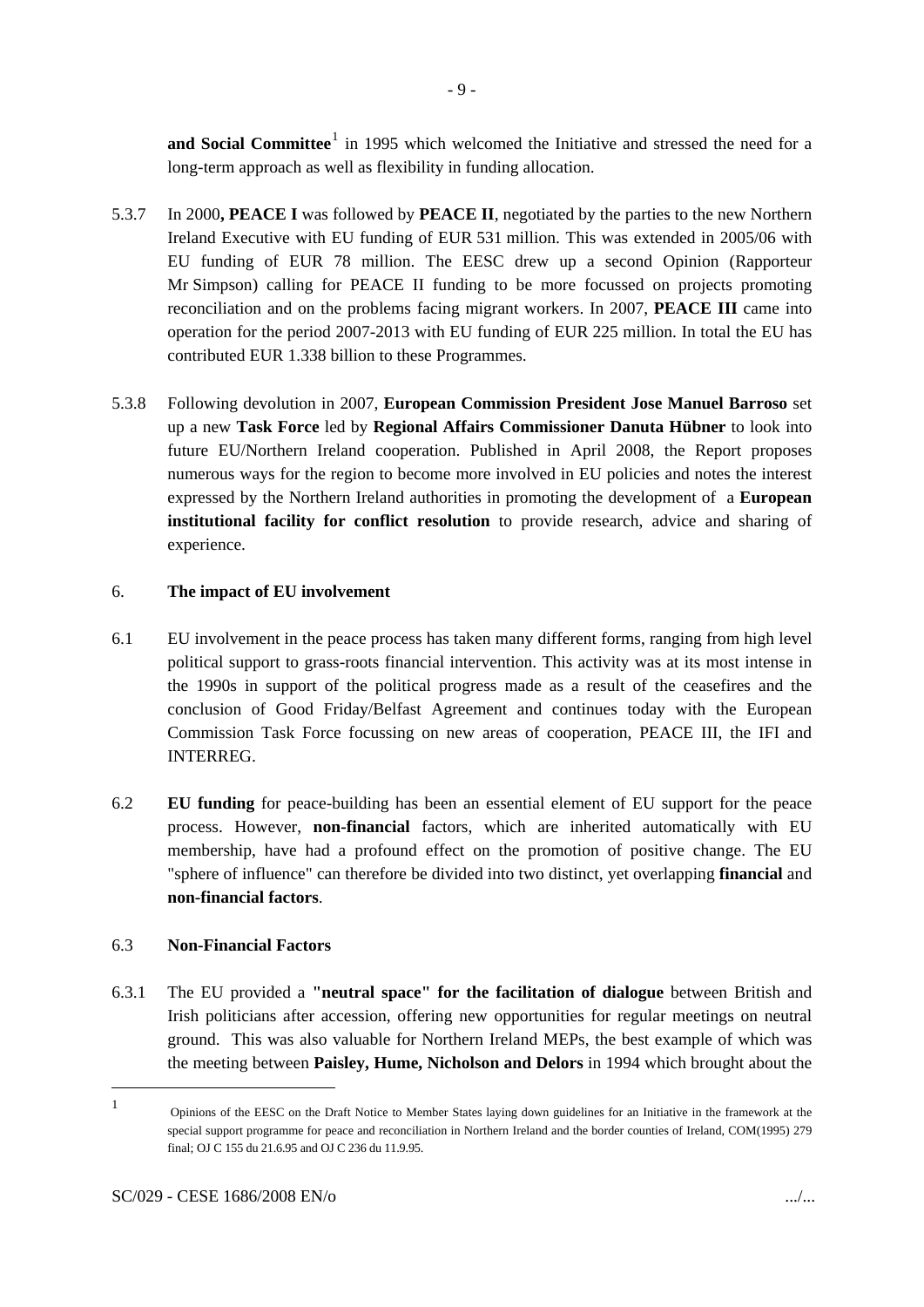**and Social Committee**[1] in 1995 which welcomed the Initiative and stressed the need for a long-term approach as well as flexibility in funding allocation.

5.3.7 In 2000**, PEACE I** was followed by **PEACE II**, negotiated by the parties to the new Northern Ireland Executive with EU funding of EUR 531 million. This was extended in 2005/06 with EU funding of EUR 78 million. The EESC drew up a second Opinion (Rapporteur Mr Simpson) calling for PEACE II funding to be more focussed on projects promoting reconciliation and on the problems facing migrant workers. In 2007, **PEACE III** came into operation for the period 2007-2013 with EU funding of EUR 225 million. In total the EU has contributed EUR 1.338 billion to these Programmes.

5.3.8 Following devolution in 2007, **European Commission President Jose Manuel Barroso** set up a new **Task Force** led by **Regional Affairs Commissioner Danuta Hübner** to look into future EU/Northern Ireland cooperation. Published in April 2008, the Report proposes numerous ways for the region to become more involved in EU policies and notes the interest expressed by the Northern Ireland authorities in promoting the development of a **European institutional facility for conflict resolution** to provide research, advice and sharing of experience.

## 6. The impact of EU involvement

6.1 EU involvement in the peace process has taken many different forms, ranging from high level political support to grass-roots financial intervention. This activity was at its most intense in the 1990s in support of the political progress made as a result of the ceasefires and the conclusion of Good Friday/Belfast Agreement and continues today with the European Commission Task Force focussing on new areas of cooperation, PEACE III, the IFI and INTERREG.

6.2 **EU funding** for peace-building has been an essential element of EU support for the peace process. However, **non-financial** factors, which are inherited automatically with EU membership, have had a profound effect on the promotion of positive change. The EU "sphere of influence" can therefore be divided into two distinct, yet overlapping **financial** and **non-financial factors**.

### 6.3 Non-Financial Factors

6.3.1 The EU provided a **"neutral space" for the facilitation of dialogue** between British and Irish politicians after accession, offering new opportunities for regular meetings on neutral ground. This was also valuable for Northern Ireland MEPs, the best example of which was the meeting between **Paisley, Hume, Nicholson and Delors** in 1994 which brought about the

---

[1] Opinions of the EESC on the Draft Notice to Member States laying down guidelines for an Initiative in the framework at the special support programme for peace and reconciliation in Northern Ireland and the border counties of Ireland, COM(1995) 279 final; OJ C 155 du 21.6.95 and OJ C 236 du 11.9.95.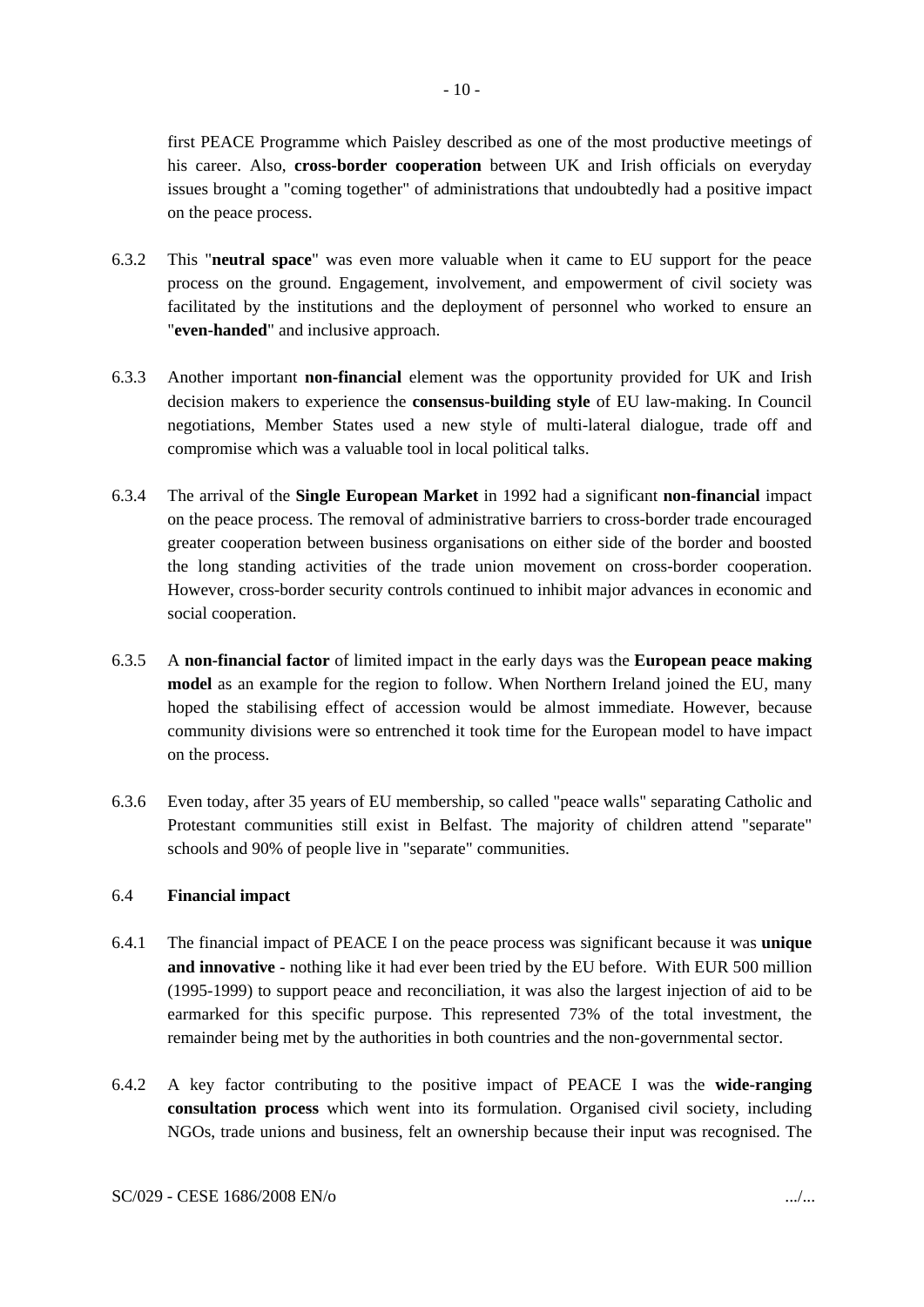first PEACE Programme which Paisley described as one of the most productive meetings of his career. Also, **cross-border cooperation** between UK and Irish officials on everyday issues brought a "coming together" of administrations that undoubtedly had a positive impact on the peace process.

6.3.2 This "**neutral space**" was even more valuable when it came to EU support for the peace process on the ground. Engagement, involvement, and empowerment of civil society was facilitated by the institutions and the deployment of personnel who worked to ensure an "**even-handed**" and inclusive approach.

6.3.3 Another important **non-financial** element was the opportunity provided for UK and Irish decision makers to experience the **consensus-building style** of EU law-making. In Council negotiations, Member States used a new style of multi-lateral dialogue, trade off and compromise which was a valuable tool in local political talks.

6.3.4 The arrival of the **Single European Market** in 1992 had a significant **non-financial** impact on the peace process. The removal of administrative barriers to cross-border trade encouraged greater cooperation between business organisations on either side of the border and boosted the long standing activities of the trade union movement on cross-border cooperation. However, cross-border security controls continued to inhibit major advances in economic and social cooperation.

6.3.5 A **non-financial factor** of limited impact in the early days was the **European peace making model** as an example for the region to follow. When Northern Ireland joined the EU, many hoped the stabilising effect of accession would be almost immediate. However, because community divisions were so entrenched it took time for the European model to have impact on the process.

6.3.6 Even today, after 35 years of EU membership, so called "peace walls" separating Catholic and Protestant communities still exist in Belfast. The majority of children attend "separate" schools and 90% of people live in "separate" communities.

### 6.4 Financial impact

6.4.1 The financial impact of PEACE I on the peace process was significant because it was **unique and innovative** - nothing like it had ever been tried by the EU before. With EUR 500 million (1995-1999) to support peace and reconciliation, it was also the largest injection of aid to be earmarked for this specific purpose. This represented 73% of the total investment, the remainder being met by the authorities in both countries and the non-governmental sector.

6.4.2 A key factor contributing to the positive impact of PEACE I was the **wide-ranging consultation process** which went into its formulation. Organised civil society, including NGOs, trade unions and business, felt an ownership because their input was recognised. The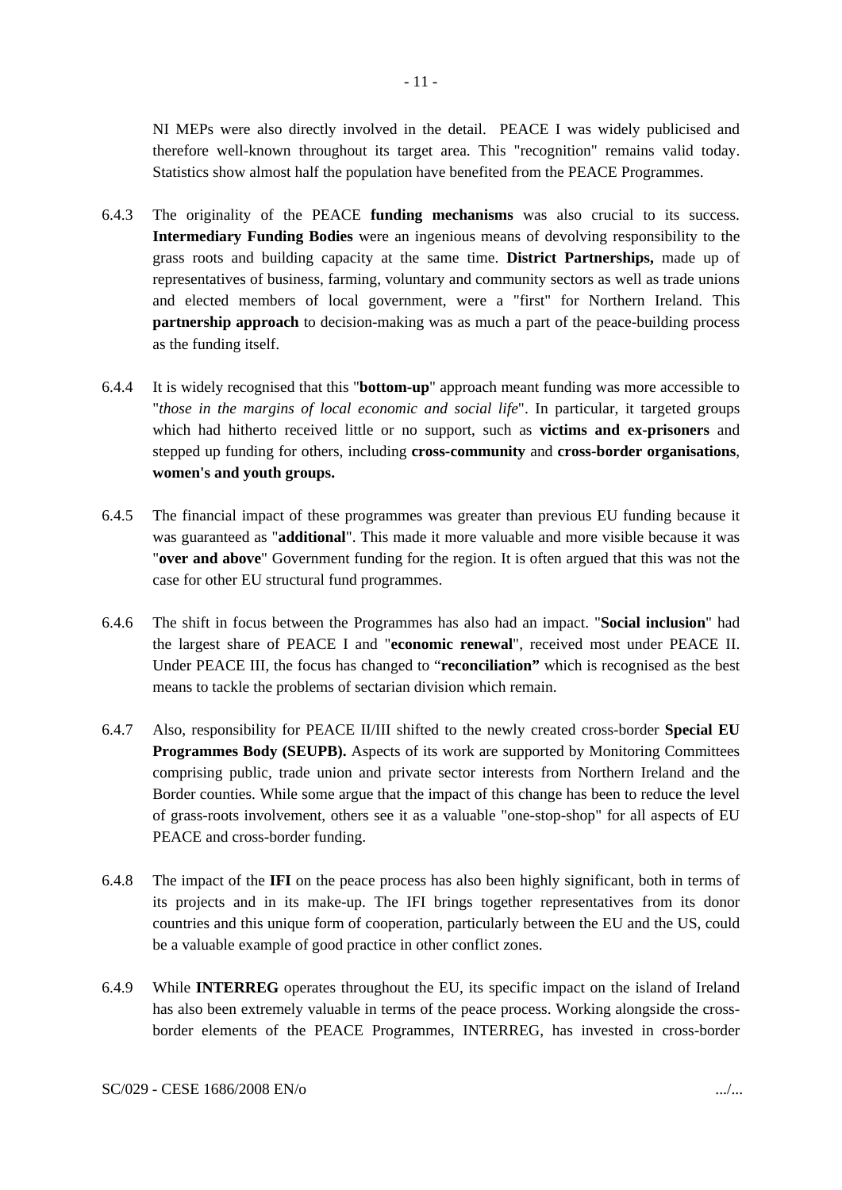NI MEPs were also directly involved in the detail. PEACE I was widely publicised and therefore well-known throughout its target area. This "recognition" remains valid today. Statistics show almost half the population have benefited from the PEACE Programmes.

6.4.3 The originality of the PEACE **funding mechanisms** was also crucial to its success. **Intermediary Funding Bodies** were an ingenious means of devolving responsibility to the grass roots and building capacity at the same time. **District Partnerships,** made up of representatives of business, farming, voluntary and community sectors as well as trade unions and elected members of local government, were a "first" for Northern Ireland. This **partnership approach** to decision-making was as much a part of the peace-building process as the funding itself.

6.4.4 It is widely recognised that this "**bottom-up**" approach meant funding was more accessible to "*those in the margins of local economic and social life*". In particular, it targeted groups which had hitherto received little or no support, such as **victims and ex-prisoners** and stepped up funding for others, including **cross-community** and **cross-border organisations**, **women's and youth groups.**

6.4.5 The financial impact of these programmes was greater than previous EU funding because it was guaranteed as "**additional**". This made it more valuable and more visible because it was "**over and above**" Government funding for the region. It is often argued that this was not the case for other EU structural fund programmes.

6.4.6 The shift in focus between the Programmes has also had an impact. "**Social inclusion**" had the largest share of PEACE I and "**economic renewal**", received most under PEACE II. Under PEACE III, the focus has changed to "**reconciliation"** which is recognised as the best means to tackle the problems of sectarian division which remain.

6.4.7 Also, responsibility for PEACE II/III shifted to the newly created cross-border **Special EU Programmes Body (SEUPB).** Aspects of its work are supported by Monitoring Committees comprising public, trade union and private sector interests from Northern Ireland and the Border counties. While some argue that the impact of this change has been to reduce the level of grass-roots involvement, others see it as a valuable "one-stop-shop" for all aspects of EU PEACE and cross-border funding.

6.4.8 The impact of the **IFI** on the peace process has also been highly significant, both in terms of its projects and in its make-up. The IFI brings together representatives from its donor countries and this unique form of cooperation, particularly between the EU and the US, could be a valuable example of good practice in other conflict zones.

6.4.9 While **INTERREG** operates throughout the EU, its specific impact on the island of Ireland has also been extremely valuable in terms of the peace process. Working alongside the cross-border elements of the PEACE Programmes, INTERREG, has invested in cross-border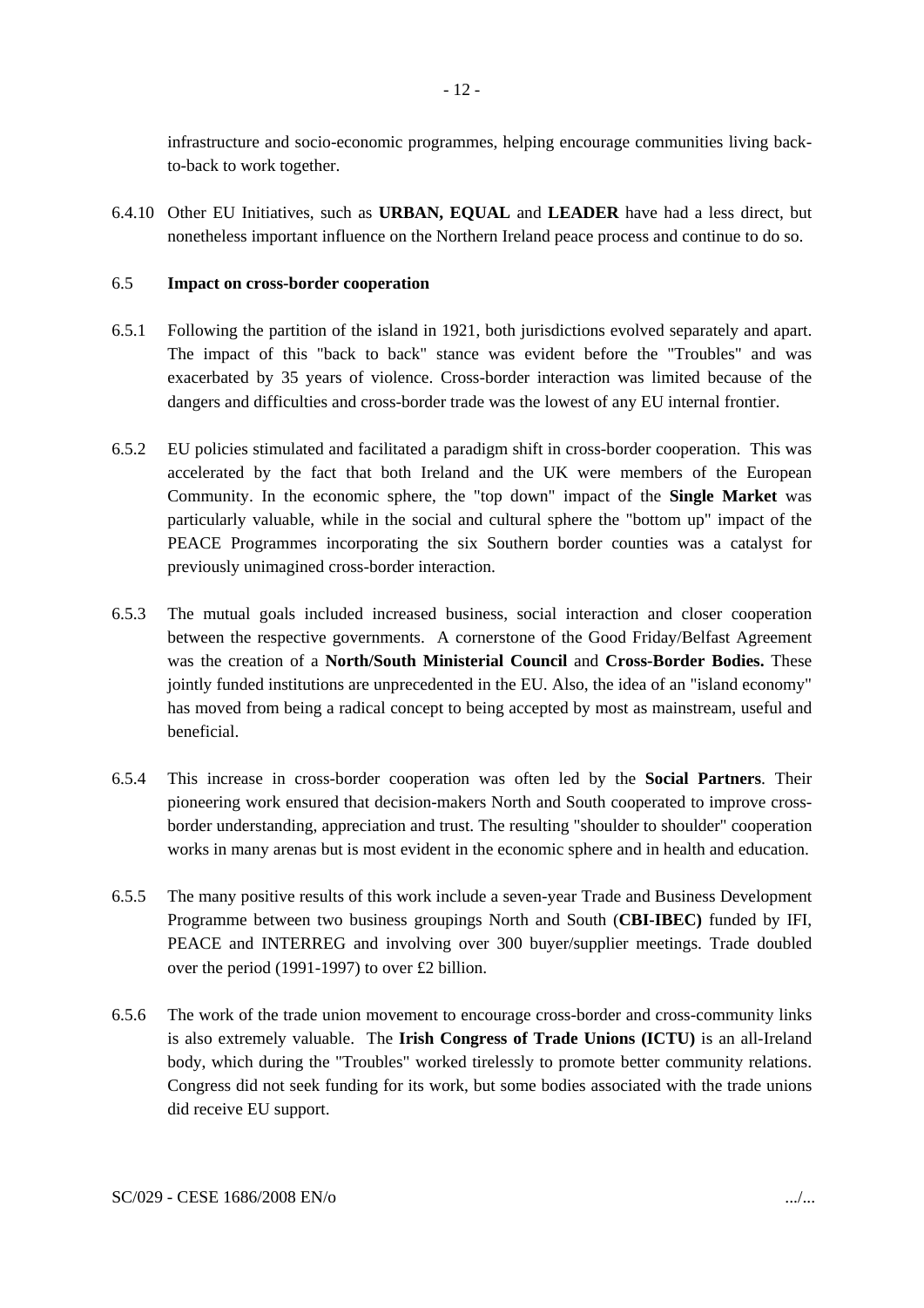infrastructure and socio-economic programmes, helping encourage communities living back-to-back to work together.

6.4.10 Other EU Initiatives, such as **URBAN, EQUAL** and **LEADER** have had a less direct, but nonetheless important influence on the Northern Ireland peace process and continue to do so.

### 6.5 **Impact on cross-border cooperation**

6.5.1 Following the partition of the island in 1921, both jurisdictions evolved separately and apart. The impact of this "back to back" stance was evident before the "Troubles" and was exacerbated by 35 years of violence. Cross-border interaction was limited because of the dangers and difficulties and cross-border trade was the lowest of any EU internal frontier.

6.5.2 EU policies stimulated and facilitated a paradigm shift in cross-border cooperation. This was accelerated by the fact that both Ireland and the UK were members of the European Community. In the economic sphere, the "top down" impact of the **Single Market** was particularly valuable, while in the social and cultural sphere the "bottom up" impact of the PEACE Programmes incorporating the six Southern border counties was a catalyst for previously unimagined cross-border interaction.

6.5.3 The mutual goals included increased business, social interaction and closer cooperation between the respective governments. A cornerstone of the Good Friday/Belfast Agreement was the creation of a **North/South Ministerial Council** and **Cross-Border Bodies.** These jointly funded institutions are unprecedented in the EU. Also, the idea of an "island economy" has moved from being a radical concept to being accepted by most as mainstream, useful and beneficial.

6.5.4 This increase in cross-border cooperation was often led by the **Social Partners**. Their pioneering work ensured that decision-makers North and South cooperated to improve cross-border understanding, appreciation and trust. The resulting "shoulder to shoulder" cooperation works in many arenas but is most evident in the economic sphere and in health and education.

6.5.5 The many positive results of this work include a seven-year Trade and Business Development Programme between two business groupings North and South (**CBI-IBEC)** funded by IFI, PEACE and INTERREG and involving over 300 buyer/supplier meetings. Trade doubled over the period (1991-1997) to over £2 billion.

6.5.6 The work of the trade union movement to encourage cross-border and cross-community links is also extremely valuable. The **Irish Congress of Trade Unions (ICTU)** is an all-Ireland body, which during the "Troubles" worked tirelessly to promote better community relations. Congress did not seek funding for its work, but some bodies associated with the trade unions did receive EU support.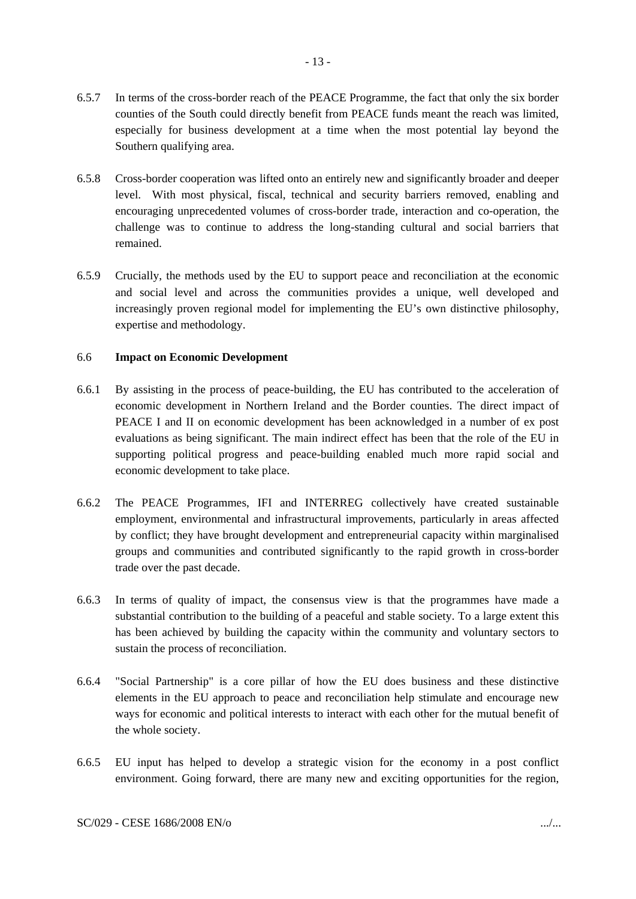6.5.7 In terms of the cross-border reach of the PEACE Programme, the fact that only the six border counties of the South could directly benefit from PEACE funds meant the reach was limited, especially for business development at a time when the most potential lay beyond the Southern qualifying area.

6.5.8 Cross-border cooperation was lifted onto an entirely new and significantly broader and deeper level. With most physical, fiscal, technical and security barriers removed, enabling and encouraging unprecedented volumes of cross-border trade, interaction and co-operation, the challenge was to continue to address the long-standing cultural and social barriers that remained.

6.5.9 Crucially, the methods used by the EU to support peace and reconciliation at the economic and social level and across the communities provides a unique, well developed and increasingly proven regional model for implementing the EU's own distinctive philosophy, expertise and methodology.

### 6.6 **Impact on Economic Development**

6.6.1 By assisting in the process of peace-building, the EU has contributed to the acceleration of economic development in Northern Ireland and the Border counties. The direct impact of PEACE I and II on economic development has been acknowledged in a number of ex post evaluations as being significant. The main indirect effect has been that the role of the EU in supporting political progress and peace-building enabled much more rapid social and economic development to take place.

6.6.2 The PEACE Programmes, IFI and INTERREG collectively have created sustainable employment, environmental and infrastructural improvements, particularly in areas affected by conflict; they have brought development and entrepreneurial capacity within marginalised groups and communities and contributed significantly to the rapid growth in cross-border trade over the past decade.

6.6.3 In terms of quality of impact, the consensus view is that the programmes have made a substantial contribution to the building of a peaceful and stable society. To a large extent this has been achieved by building the capacity within the community and voluntary sectors to sustain the process of reconciliation.

6.6.4 "Social Partnership" is a core pillar of how the EU does business and these distinctive elements in the EU approach to peace and reconciliation help stimulate and encourage new ways for economic and political interests to interact with each other for the mutual benefit of the whole society.

6.6.5 EU input has helped to develop a strategic vision for the economy in a post conflict environment. Going forward, there are many new and exciting opportunities for the region,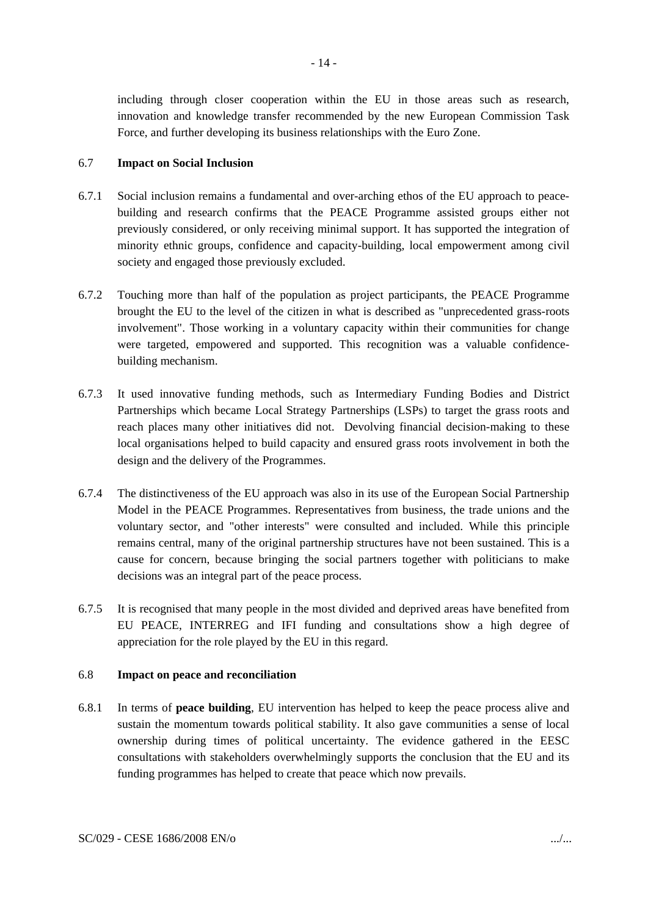including through closer cooperation within the EU in those areas such as research, innovation and knowledge transfer recommended by the new European Commission Task Force, and further developing its business relationships with the Euro Zone.

6.7 **Impact on Social Inclusion**

6.7.1 Social inclusion remains a fundamental and over-arching ethos of the EU approach to peace-building and research confirms that the PEACE Programme assisted groups either not previously considered, or only receiving minimal support. It has supported the integration of minority ethnic groups, confidence and capacity-building, local empowerment among civil society and engaged those previously excluded.

6.7.2 Touching more than half of the population as project participants, the PEACE Programme brought the EU to the level of the citizen in what is described as "unprecedented grass-roots involvement". Those working in a voluntary capacity within their communities for change were targeted, empowered and supported. This recognition was a valuable confidence-building mechanism.

6.7.3 It used innovative funding methods, such as Intermediary Funding Bodies and District Partnerships which became Local Strategy Partnerships (LSPs) to target the grass roots and reach places many other initiatives did not. Devolving financial decision-making to these local organisations helped to build capacity and ensured grass roots involvement in both the design and the delivery of the Programmes.

6.7.4 The distinctiveness of the EU approach was also in its use of the European Social Partnership Model in the PEACE Programmes. Representatives from business, the trade unions and the voluntary sector, and "other interests" were consulted and included. While this principle remains central, many of the original partnership structures have not been sustained. This is a cause for concern, because bringing the social partners together with politicians to make decisions was an integral part of the peace process.

6.7.5 It is recognised that many people in the most divided and deprived areas have benefited from EU PEACE, INTERREG and IFI funding and consultations show a high degree of appreciation for the role played by the EU in this regard.

6.8 **Impact on peace and reconciliation**

6.8.1 In terms of **peace building**, EU intervention has helped to keep the peace process alive and sustain the momentum towards political stability. It also gave communities a sense of local ownership during times of political uncertainty. The evidence gathered in the EESC consultations with stakeholders overwhelmingly supports the conclusion that the EU and its funding programmes has helped to create that peace which now prevails.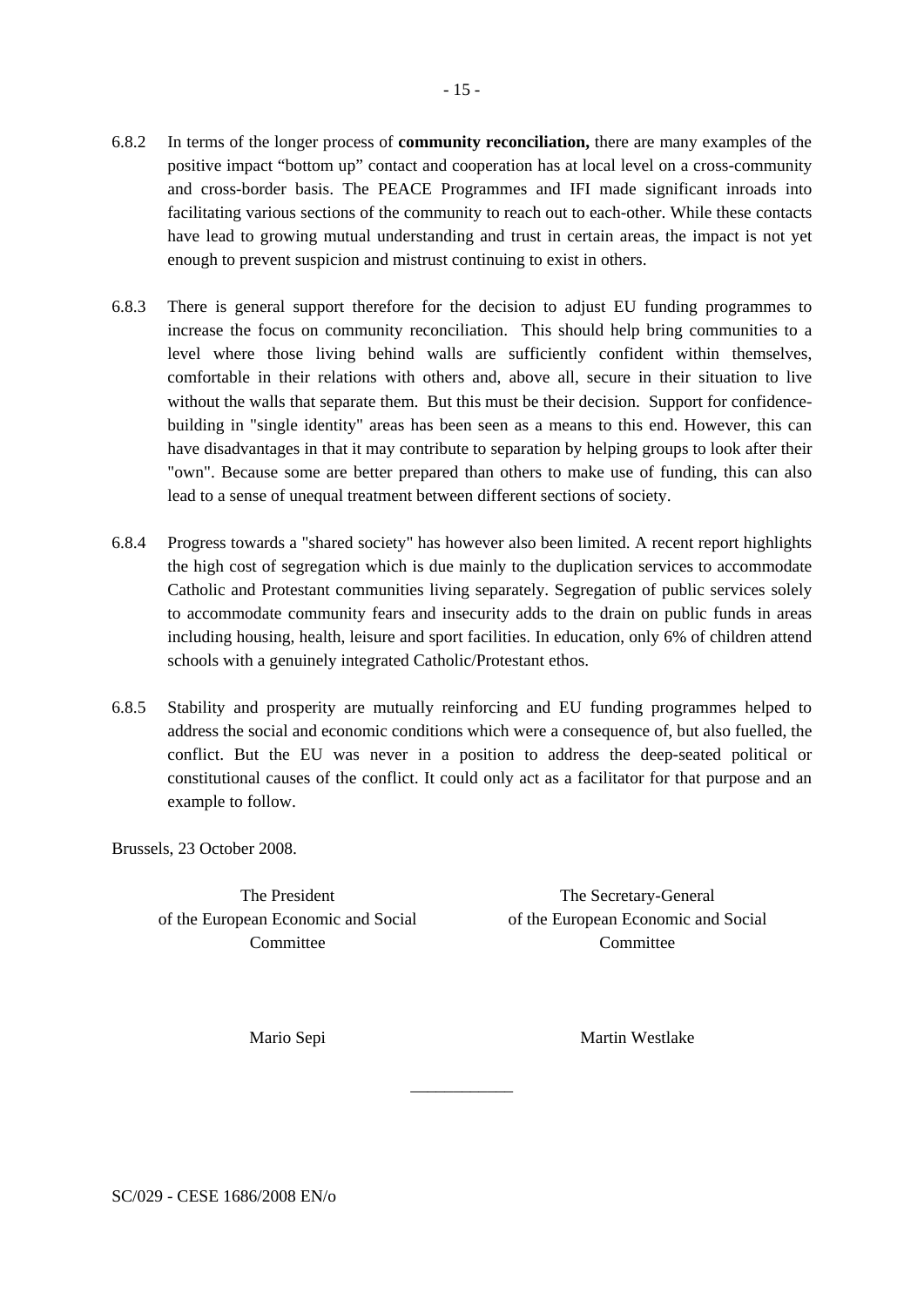6.8.2 In terms of the longer process of **community reconciliation,** there are many examples of the positive impact "bottom up" contact and cooperation has at local level on a cross-community and cross-border basis. The PEACE Programmes and IFI made significant inroads into facilitating various sections of the community to reach out to each-other. While these contacts have lead to growing mutual understanding and trust in certain areas, the impact is not yet enough to prevent suspicion and mistrust continuing to exist in others.

6.8.3 There is general support therefore for the decision to adjust EU funding programmes to increase the focus on community reconciliation. This should help bring communities to a level where those living behind walls are sufficiently confident within themselves, comfortable in their relations with others and, above all, secure in their situation to live without the walls that separate them. But this must be their decision. Support for confidence-building in "single identity" areas has been seen as a means to this end. However, this can have disadvantages in that it may contribute to separation by helping groups to look after their "own". Because some are better prepared than others to make use of funding, this can also lead to a sense of unequal treatment between different sections of society.

6.8.4 Progress towards a "shared society" has however also been limited. A recent report highlights the high cost of segregation which is due mainly to the duplication services to accommodate Catholic and Protestant communities living separately. Segregation of public services solely to accommodate community fears and insecurity adds to the drain on public funds in areas including housing, health, leisure and sport facilities. In education, only 6% of children attend schools with a genuinely integrated Catholic/Protestant ethos.

6.8.5 Stability and prosperity are mutually reinforcing and EU funding programmes helped to address the social and economic conditions which were a consequence of, but also fuelled, the conflict. But the EU was never in a position to address the deep-seated political or constitutional causes of the conflict. It could only act as a facilitator for that purpose and an example to follow.

Brussels, 23 October 2008.

The President of the European Economic and Social Committee

Mario Sepi

The Secretary-General of the European Economic and Social Committee

Martin Westlake

\_\_\_\_\_\_\_\_\_\_\_\_

SC/029 - CESE 1686/2008 EN/o